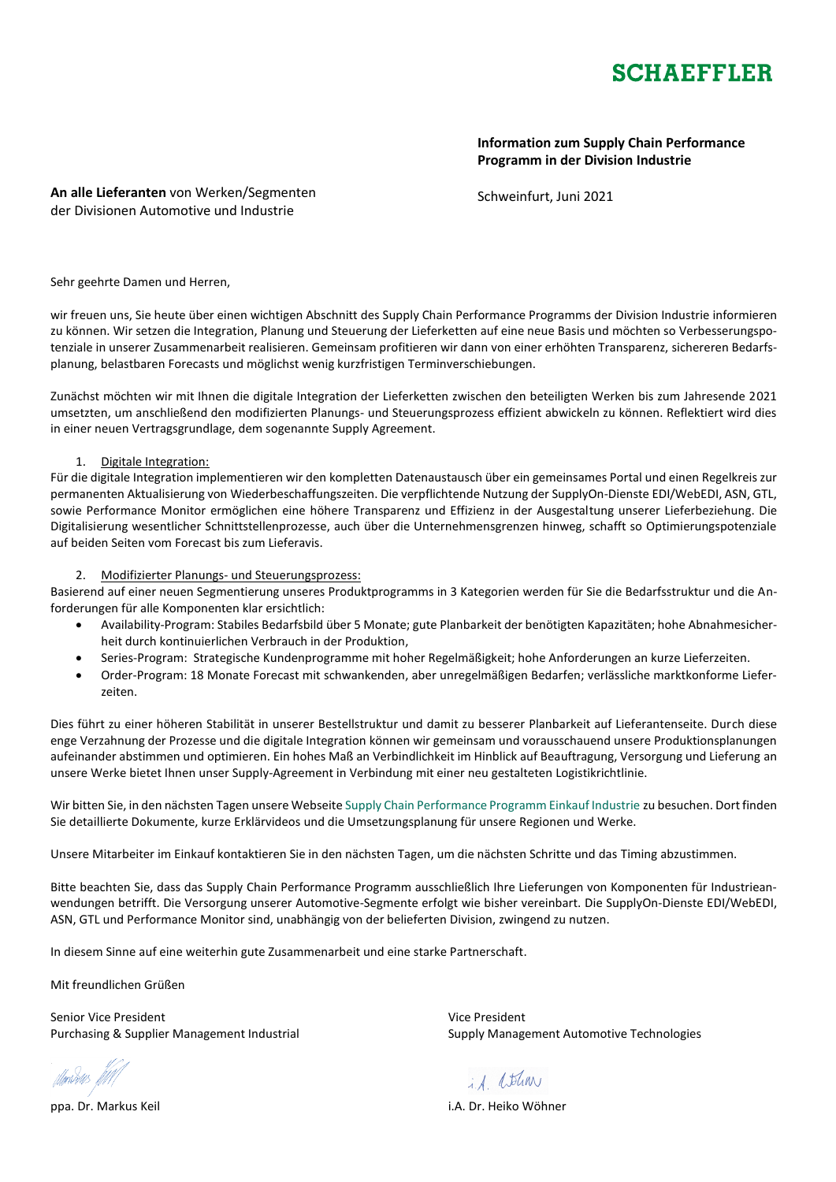SCHAEFFLER

**Information zum Supply Chain Performance Programm in der Division Industrie**

**An alle Lieferanten** von Werken/Segmenten der Divisionen Automotive und Industrie

Schweinfurt, Juni 2021

Sehr geehrte Damen und Herren,

wir freuen uns, Sie heute über einen wichtigen Abschnitt des Supply Chain Performance Programms der Division Industrie informieren zu können. Wir setzen die Integration, Planung und Steuerung der Lieferketten auf eine neue Basis und möchten so Verbesserungspotenziale in unserer Zusammenarbeit realisieren. Gemeinsam profitieren wir dann von einer erhöhten Transparenz, sichereren Bedarfsplanung, belastbaren Forecasts und möglichst wenig kurzfristigen Terminverschiebungen.

Zunächst möchten wir mit Ihnen die digitale Integration der Lieferketten zwischen den beteiligten Werken bis zum Jahresende 2021 umsetzten, um anschließend den modifizierten Planungs- und Steuerungsprozess effizient abwickeln zu können. Reflektiert wird dies in einer neuen Vertragsgrundlage, dem sogenannte Supply Agreement.

1. <u>Digitale Integration:</u>

Für die digitale Integration implementieren wir den kompletten Datenaustausch über ein gemeinsames Portal und einen Regelkreis zur permanenten Aktualisierung von Wiederbeschaffungszeiten. Die verpflichtende Nutzung der SupplyOn-Dienste EDI/WebEDI, ASN, GTL, sowie Performance Monitor ermöglichen eine höhere Transparenz und Effizienz in der Ausgestaltung unserer Lieferbeziehung. Die Digitalisierung wesentlicher Schnittstellenprozesse, auch über die Unternehmensgrenzen hinweg, schafft so Optimierungspotenziale auf beiden Seiten vom Forecast bis zum Lieferavis.

2. <u>Modifizierter Planungs- und Steuerungsprozess:</u>

Basierend auf einer neuen Segmentierung unseres Produktprogramms in 3 Kategorien werden für Sie die Bedarfsstruktur und die Anforderungen für alle Komponenten klar ersichtlich:

- Availability-Program: Stabiles Bedarfsbild über 5 Monate; gute Planbarkeit der benötigten Kapazitäten; hohe Abnahmesicherheit durch kontinuierlichen Verbrauch in der Produktion,
- Series-Program: Strategische Kundenprogramme mit hoher Regelmäßigkeit; hohe Anforderungen an kurze Lieferzeiten.
- Order-Program: 18 Monate Forecast mit schwankenden, aber unregelmäßigen Bedarfen; verlässliche marktkonforme Lieferzeiten.

Dies führt zu einer höheren Stabilität in unserer Bestellstruktur und damit zu besserer Planbarkeit auf Lieferantenseite. Durch diese enge Verzahnung der Prozesse und die digitale Integration können wir gemeinsam und vorausschauend unsere Produktionsplanungen aufeinander abstimmen und optimieren. Ein hohes Maß an Verbindlichkeit im Hinblick auf Beauftragung, Versorgung und Lieferung an unsere Werke bietet Ihnen unser Supply-Agreement in Verbindung mit einer neu gestalteten Logistikrichtlinie.

Wir bitten Sie, in den nächsten Tagen unsere Webseite Supply Chain Performance Programm Einkauf Industrie zu besuchen. Dort finden Sie detaillierte Dokumente, kurze Erklärvideos und die Umsetzungsplanung für unsere Regionen und Werke.

Unsere Mitarbeiter im Einkauf kontaktieren Sie in den nächsten Tagen, um die nächsten Schritte und das Timing abzustimmen.

Bitte beachten Sie, dass das Supply Chain Performance Programm ausschließlich Ihre Lieferungen von Komponenten für Industrieanwendungen betrifft. Die Versorgung unserer Automotive-Segmente erfolgt wie bisher vereinbart. Die SupplyOn-Dienste EDI/WebEDI, ASN, GTL und Performance Monitor sind, unabhängig von der belieferten Division, zwingend zu nutzen.

In diesem Sinne auf eine weiterhin gute Zusammenarbeit und eine starke Partnerschaft.

Mit freundlichen Grüßen

Senior Vice President
Purchasing & Supplier Management Industrial

ppa. Dr. Markus Keil

Vice President
Supply Management Automotive Technologies

i.A. Dr. Heiko Wöhner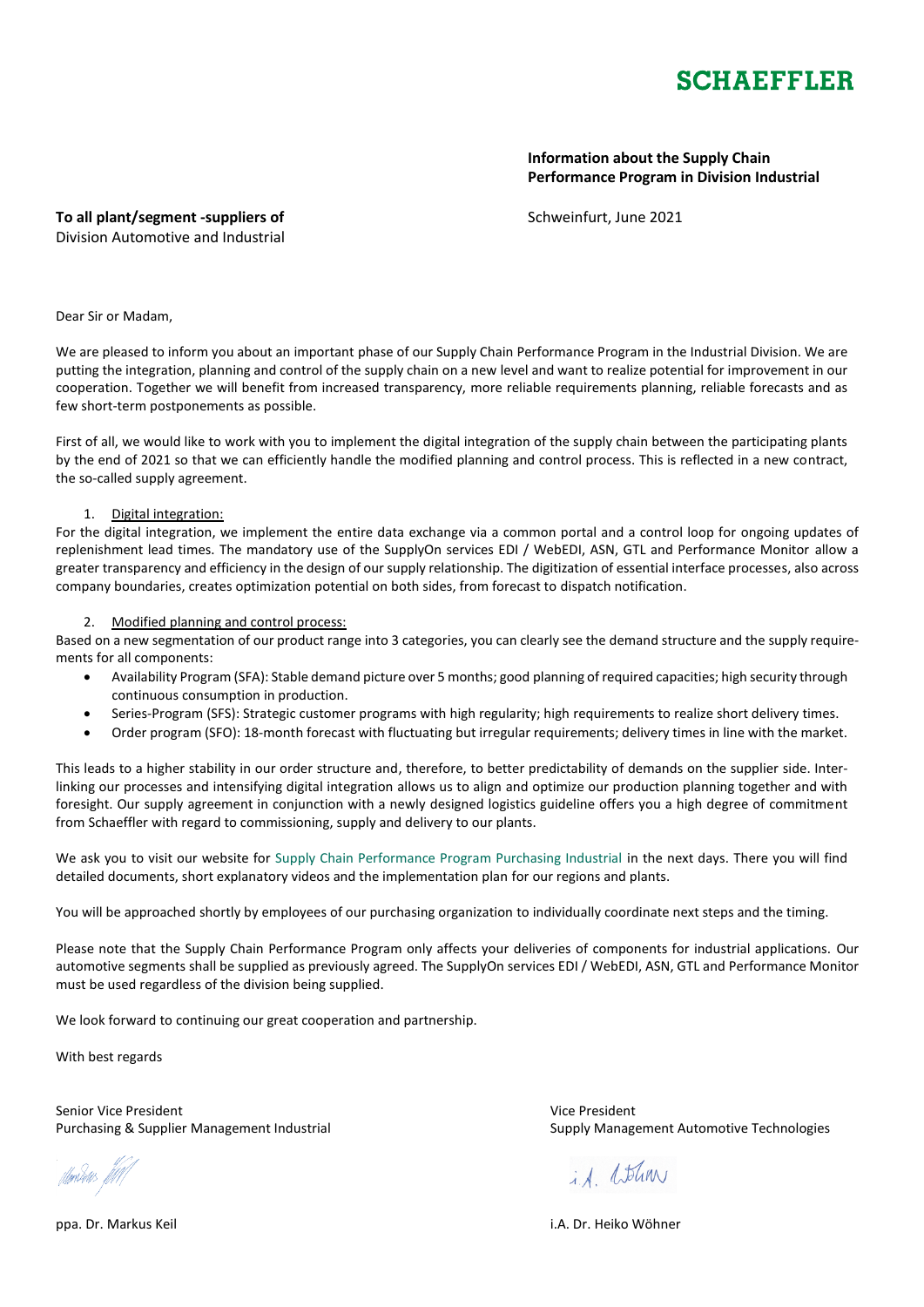**SCHAEFFLER**

**Information about the Supply Chain Performance Program in Division Industrial**

**To all plant/segment -suppliers of**
Division Automotive and Industrial

Schweinfurt, June 2021

Dear Sir or Madam,

We are pleased to inform you about an important phase of our Supply Chain Performance Program in the Industrial Division. We are putting the integration, planning and control of the supply chain on a new level and want to realize potential for improvement in our cooperation. Together we will benefit from increased transparency, more reliable requirements planning, reliable forecasts and as few short-term postponements as possible.

First of all, we would like to work with you to implement the digital integration of the supply chain between the participating plants by the end of 2021 so that we can efficiently handle the modified planning and control process. This is reflected in a new contract, the so-called supply agreement.

1. Digital integration:

For the digital integration, we implement the entire data exchange via a common portal and a control loop for ongoing updates of replenishment lead times. The mandatory use of the SupplyOn services EDI / WebEDI, ASN, GTL and Performance Monitor allow a greater transparency and efficiency in the design of our supply relationship. The digitization of essential interface processes, also across company boundaries, creates optimization potential on both sides, from forecast to dispatch notification.

2. Modified planning and control process:

Based on a new segmentation of our product range into 3 categories, you can clearly see the demand structure and the supply requirements for all components:

- Availability Program (SFA): Stable demand picture over 5 months; good planning of required capacities; high security through continuous consumption in production.
- Series-Program (SFS): Strategic customer programs with high regularity; high requirements to realize short delivery times.
- Order program (SFO): 18-month forecast with fluctuating but irregular requirements; delivery times in line with the market.

This leads to a higher stability in our order structure and, therefore, to better predictability of demands on the supplier side. Interlinking our processes and intensifying digital integration allows us to align and optimize our production planning together and with foresight. Our supply agreement in conjunction with a newly designed logistics guideline offers you a high degree of commitment from Schaeffler with regard to commissioning, supply and delivery to our plants.

We ask you to visit our website for Supply Chain Performance Program Purchasing Industrial in the next days. There you will find detailed documents, short explanatory videos and the implementation plan for our regions and plants.

You will be approached shortly by employees of our purchasing organization to individually coordinate next steps and the timing.

Please note that the Supply Chain Performance Program only affects your deliveries of components for industrial applications. Our automotive segments shall be supplied as previously agreed. The SupplyOn services EDI / WebEDI, ASN, GTL and Performance Monitor must be used regardless of the division being supplied.

We look forward to continuing our great cooperation and partnership.

With best regards

Senior Vice President
Purchasing & Supplier Management Industrial

ppa. Dr. Markus Keil

Vice President
Supply Management Automotive Technologies

i.A. Dr. Heiko Wöhner